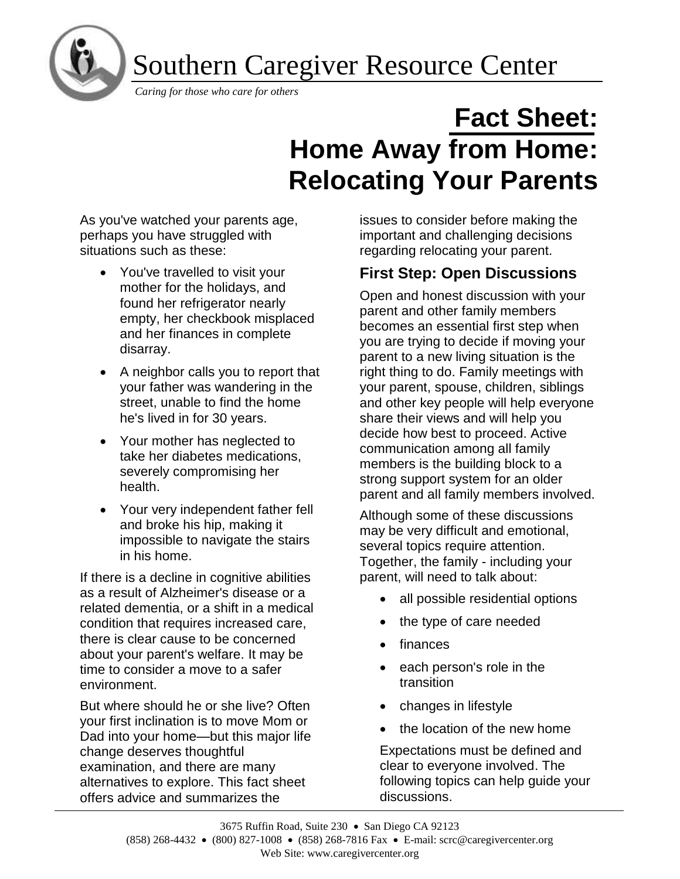Southern Caregiver Resource Center

*Caring for those who care for others*

# Fact Sheet: Home Away from Home: Relocating Your Parents

As you've watched your parents age, perhaps you have struggled with situations such as these:

- You've travelled to visit your mother for the holidays, and found her refrigerator nearly empty, her checkbook misplaced and her finances in complete disarray.
- A neighbor calls you to report that your father was wandering in the street, unable to find the home he's lived in for 30 years.
- Your mother has neglected to take her diabetes medications, severely compromising her health.
- Your very independent father fell and broke his hip, making it impossible to navigate the stairs in his home.

If there is a decline in cognitive abilities as a result of Alzheimer's disease or a related dementia, or a shift in a medical condition that requires increased care, there is clear cause to be concerned about your parent's welfare. It may be time to consider a move to a safer environment.

But where should he or she live? Often your first inclination is to move Mom or Dad into your home—but this major life change deserves thoughtful examination, and there are many alternatives to explore. This fact sheet offers advice and summarizes the issues to consider before making the important and challenging decisions regarding relocating your parent.

## First Step: Open Discussions

Open and honest discussion with your parent and other family members becomes an essential first step when you are trying to decide if moving your parent to a new living situation is the right thing to do. Family meetings with your parent, spouse, children, siblings and other key people will help everyone share their views and will help you decide how best to proceed. Active communication among all family members is the building block to a strong support system for an older parent and all family members involved.

Although some of these discussions may be very difficult and emotional, several topics require attention. Together, the family - including your parent, will need to talk about:

- all possible residential options
- the type of care needed
- finances
- each person's role in the transition
- changes in lifestyle
- the location of the new home

Expectations must be defined and clear to everyone involved. The following topics can help guide your discussions.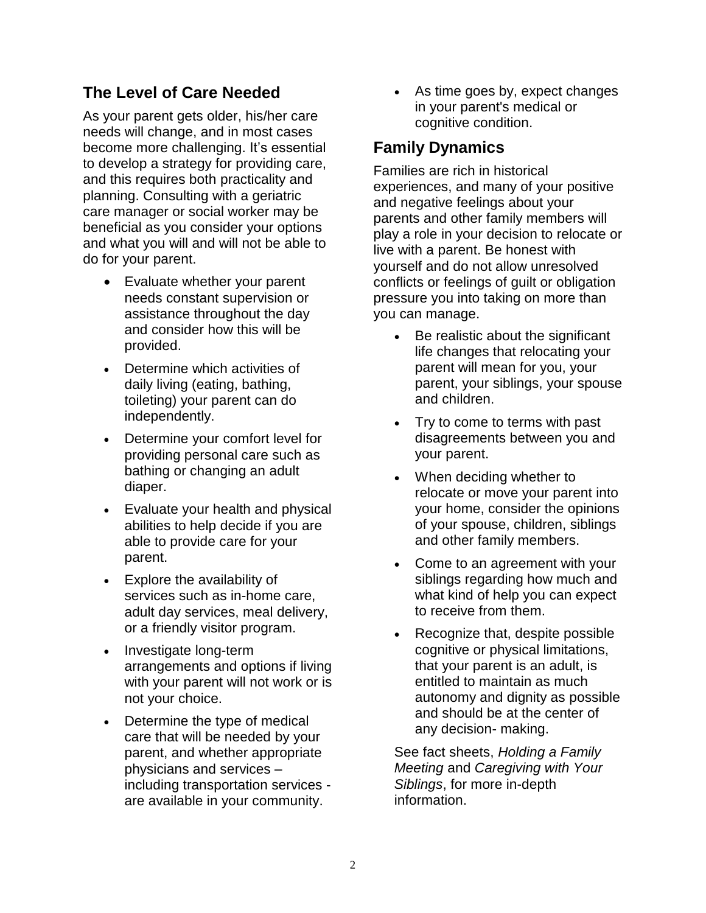## The Level of Care Needed

As your parent gets older, his/her care needs will change, and in most cases become more challenging. It's essential to develop a strategy for providing care, and this requires both practicality and planning. Consulting with a geriatric care manager or social worker may be beneficial as you consider your options and what you will and will not be able to do for your parent.

- Evaluate whether your parent needs constant supervision or assistance throughout the day and consider how this will be provided.
- Determine which activities of daily living (eating, bathing, toileting) your parent can do independently.
- Determine your comfort level for providing personal care such as bathing or changing an adult diaper.
- Evaluate your health and physical abilities to help decide if you are able to provide care for your parent.
- Explore the availability of services such as in-home care, adult day services, meal delivery, or a friendly visitor program.
- Investigate long-term arrangements and options if living with your parent will not work or is not your choice.
- Determine the type of medical care that will be needed by your parent, and whether appropriate physicians and services – including transportation services - are available in your community.
- As time goes by, expect changes in your parent's medical or cognitive condition.

## Family Dynamics

Families are rich in historical experiences, and many of your positive and negative feelings about your parents and other family members will play a role in your decision to relocate or live with a parent. Be honest with yourself and do not allow unresolved conflicts or feelings of guilt or obligation pressure you into taking on more than you can manage.

- Be realistic about the significant life changes that relocating your parent will mean for you, your parent, your siblings, your spouse and children.
- Try to come to terms with past disagreements between you and your parent.
- When deciding whether to relocate or move your parent into your home, consider the opinions of your spouse, children, siblings and other family members.
- Come to an agreement with your siblings regarding how much and what kind of help you can expect to receive from them.
- Recognize that, despite possible cognitive or physical limitations, that your parent is an adult, is entitled to maintain as much autonomy and dignity as possible and should be at the center of any decision- making.

See fact sheets, *Holding a Family Meeting* and *Caregiving with Your Siblings*, for more in-depth information.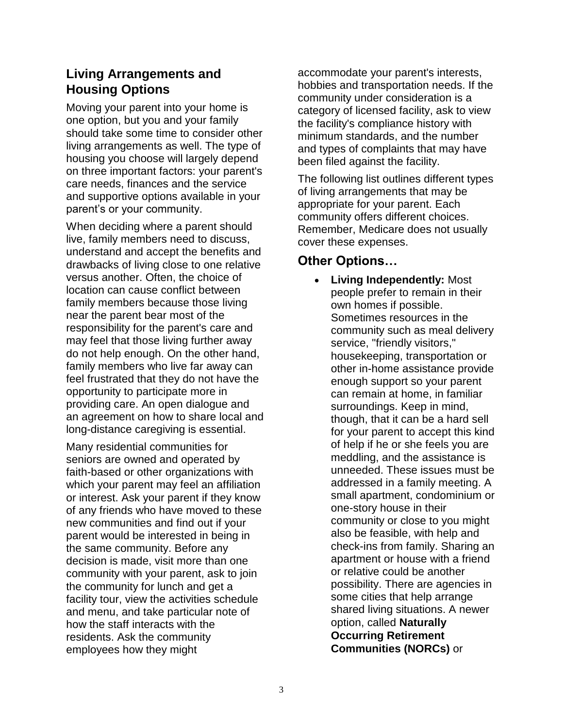## Living Arrangements and Housing Options

Moving your parent into your home is one option, but you and your family should take some time to consider other living arrangements as well. The type of housing you choose will largely depend on three important factors: your parent's care needs, finances and the service and supportive options available in your parent’s or your community.

When deciding where a parent should live, family members need to discuss, understand and accept the benefits and drawbacks of living close to one relative versus another. Often, the choice of location can cause conflict between family members because those living near the parent bear most of the responsibility for the parent's care and may feel that those living further away do not help enough. On the other hand, family members who live far away can feel frustrated that they do not have the opportunity to participate more in providing care. An open dialogue and an agreement on how to share local and long-distance caregiving is essential.

Many residential communities for seniors are owned and operated by faith-based or other organizations with which your parent may feel an affiliation or interest. Ask your parent if they know of any friends who have moved to these new communities and find out if your parent would be interested in being in the same community. Before any decision is made, visit more than one community with your parent, ask to join the community for lunch and get a facility tour, view the activities schedule and menu, and take particular note of how the staff interacts with the residents. Ask the community employees how they might accommodate your parent's interests, hobbies and transportation needs. If the community under consideration is a category of licensed facility, ask to view the facility's compliance history with minimum standards, and the number and types of complaints that may have been filed against the facility.

The following list outlines different types of living arrangements that may be appropriate for your parent. Each community offers different choices. Remember, Medicare does not usually cover these expenses.

## Other Options…

- **Living Independently:** Most people prefer to remain in their own homes if possible. Sometimes resources in the community such as meal delivery service, "friendly visitors," housekeeping, transportation or other in-home assistance provide enough support so your parent can remain at home, in familiar surroundings. Keep in mind, though, that it can be a hard sell for your parent to accept this kind of help if he or she feels you are meddling, and the assistance is unneeded. These issues must be addressed in a family meeting. A small apartment, condominium or one-story house in their community or close to you might also be feasible, with help and check-ins from family. Sharing an apartment or house with a friend or relative could be another possibility. There are agencies in some cities that help arrange shared living situations. A newer option, called **Naturally Occurring Retirement Communities (NORCs)** or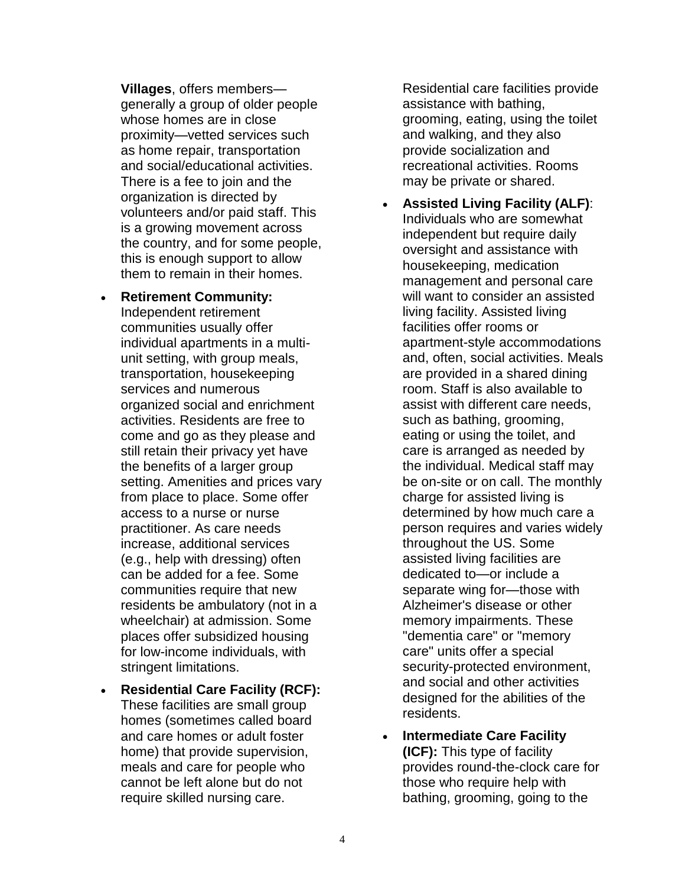**Villages**, offers members—generally a group of older people whose homes are in close proximity—vetted services such as home repair, transportation and social/educational activities. There is a fee to join and the organization is directed by volunteers and/or paid staff. This is a growing movement across the country, and for some people, this is enough support to allow them to remain in their homes.

- **Retirement Community:** Independent retirement communities usually offer individual apartments in a multi-unit setting, with group meals, transportation, housekeeping services and numerous organized social and enrichment activities. Residents are free to come and go as they please and still retain their privacy yet have the benefits of a larger group setting. Amenities and prices vary from place to place. Some offer access to a nurse or nurse practitioner. As care needs increase, additional services (e.g., help with dressing) often can be added for a fee. Some communities require that new residents be ambulatory (not in a wheelchair) at admission. Some places offer subsidized housing for low-income individuals, with stringent limitations.
- **Residential Care Facility (RCF):** These facilities are small group homes (sometimes called board and care homes or adult foster home) that provide supervision, meals and care for people who cannot be left alone but do not require skilled nursing care. Residential care facilities provide assistance with bathing, grooming, eating, using the toilet and walking, and they also provide socialization and recreational activities. Rooms may be private or shared.
- **Assisted Living Facility (ALF)**: Individuals who are somewhat independent but require daily oversight and assistance with housekeeping, medication management and personal care will want to consider an assisted living facility. Assisted living facilities offer rooms or apartment-style accommodations and, often, social activities. Meals are provided in a shared dining room. Staff is also available to assist with different care needs, such as bathing, grooming, eating or using the toilet, and care is arranged as needed by the individual. Medical staff may be on-site or on call. The monthly charge for assisted living is determined by how much care a person requires and varies widely throughout the US. Some assisted living facilities are dedicated to—or include a separate wing for—those with Alzheimer's disease or other memory impairments. These "dementia care" or "memory care" units offer a special security-protected environment, and social and other activities designed for the abilities of the residents.
- **Intermediate Care Facility (ICF):** This type of facility provides round-the-clock care for those who require help with bathing, grooming, going to the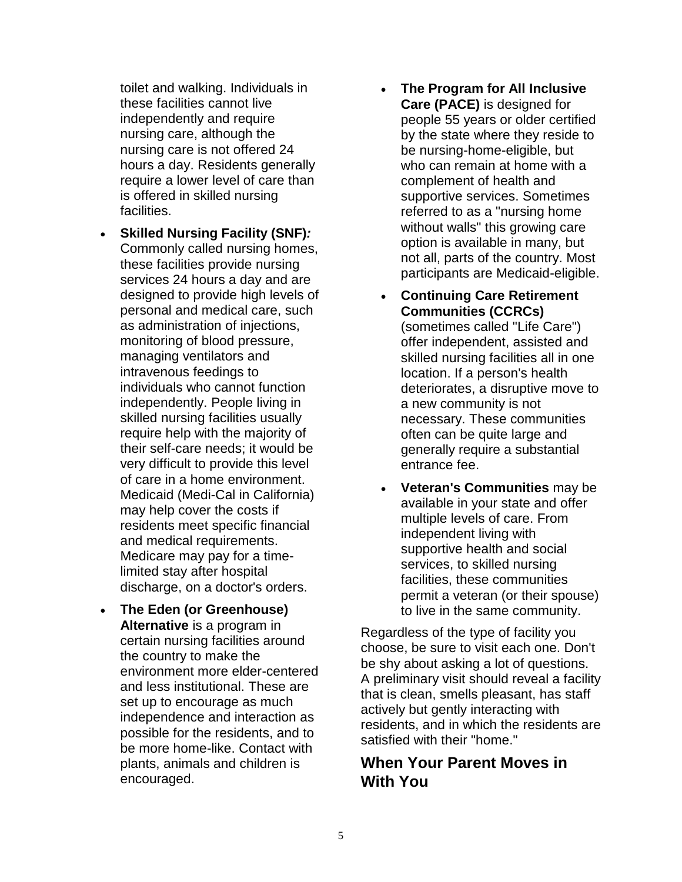toilet and walking. Individuals in these facilities cannot live independently and require nursing care, although the nursing care is not offered 24 hours a day. Residents generally require a lower level of care than is offered in skilled nursing facilities.

- **Skilled Nursing Facility (SNF)***:* Commonly called nursing homes, these facilities provide nursing services 24 hours a day and are designed to provide high levels of personal and medical care, such as administration of injections, monitoring of blood pressure, managing ventilators and intravenous feedings to individuals who cannot function independently. People living in skilled nursing facilities usually require help with the majority of their self-care needs; it would be very difficult to provide this level of care in a home environment. Medicaid (Medi-Cal in California) may help cover the costs if residents meet specific financial and medical requirements. Medicare may pay for a time-limited stay after hospital discharge, on a doctor's orders.
- **The Eden (or Greenhouse) Alternative** is a program in certain nursing facilities around the country to make the environment more elder-centered and less institutional. These are set up to encourage as much independence and interaction as possible for the residents, and to be more home-like. Contact with plants, animals and children is encouraged.
- **The Program for All Inclusive Care (PACE)** is designed for people 55 years or older certified by the state where they reside to be nursing-home-eligible, but who can remain at home with a complement of health and supportive services. Sometimes referred to as a "nursing home without walls" this growing care option is available in many, but not all, parts of the country. Most participants are Medicaid-eligible.
- **Continuing Care Retirement Communities (CCRCs)** (sometimes called "Life Care") offer independent, assisted and skilled nursing facilities all in one location. If a person's health deteriorates, a disruptive move to a new community is not necessary. These communities often can be quite large and generally require a substantial entrance fee.
- **Veteran's Communities** may be available in your state and offer multiple levels of care. From independent living with supportive health and social services, to skilled nursing facilities, these communities permit a veteran (or their spouse) to live in the same community.

Regardless of the type of facility you choose, be sure to visit each one. Don't be shy about asking a lot of questions. A preliminary visit should reveal a facility that is clean, smells pleasant, has staff actively but gently interacting with residents, and in which the residents are satisfied with their "home."

## When Your Parent Moves in With You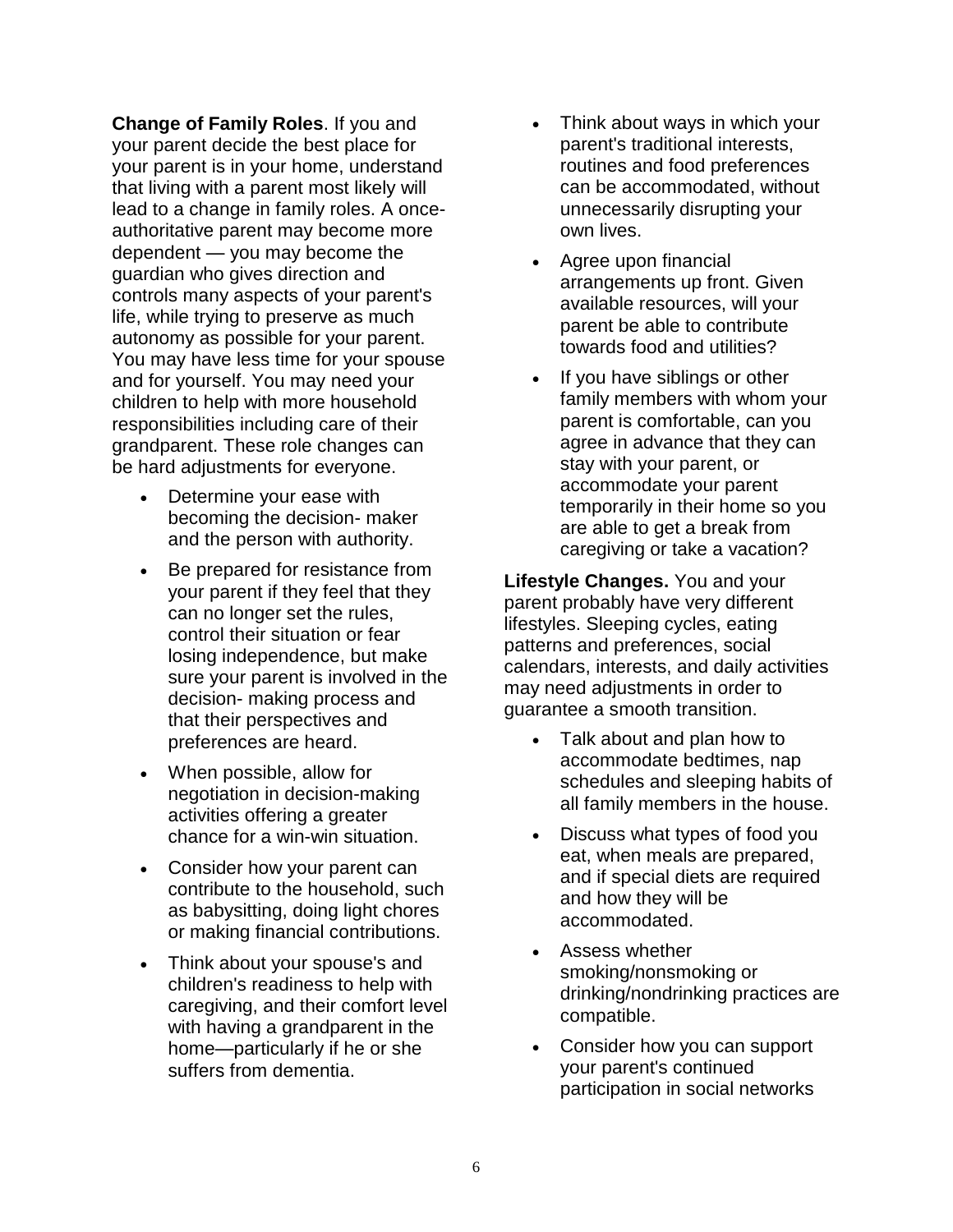**Change of Family Roles**. If you and your parent decide the best place for your parent is in your home, understand that living with a parent most likely will lead to a change in family roles. A once-authoritative parent may become more dependent — you may become the guardian who gives direction and controls many aspects of your parent's life, while trying to preserve as much autonomy as possible for your parent. You may have less time for your spouse and for yourself. You may need your children to help with more household responsibilities including care of their grandparent. These role changes can be hard adjustments for everyone.

- Determine your ease with becoming the decision- maker and the person with authority.
- Be prepared for resistance from your parent if they feel that they can no longer set the rules, control their situation or fear losing independence, but make sure your parent is involved in the decision- making process and that their perspectives and preferences are heard.
- When possible, allow for negotiation in decision-making activities offering a greater chance for a win-win situation.
- Consider how your parent can contribute to the household, such as babysitting, doing light chores or making financial contributions.
- Think about your spouse's and children's readiness to help with caregiving, and their comfort level with having a grandparent in the home—particularly if he or she suffers from dementia.
- Think about ways in which your parent's traditional interests, routines and food preferences can be accommodated, without unnecessarily disrupting your own lives.
- Agree upon financial arrangements up front. Given available resources, will your parent be able to contribute towards food and utilities?
- If you have siblings or other family members with whom your parent is comfortable, can you agree in advance that they can stay with your parent, or accommodate your parent temporarily in their home so you are able to get a break from caregiving or take a vacation?

**Lifestyle Changes.** You and your parent probably have very different lifestyles. Sleeping cycles, eating patterns and preferences, social calendars, interests, and daily activities may need adjustments in order to guarantee a smooth transition.

- Talk about and plan how to accommodate bedtimes, nap schedules and sleeping habits of all family members in the house.
- Discuss what types of food you eat, when meals are prepared, and if special diets are required and how they will be accommodated.
- Assess whether smoking/nonsmoking or drinking/nondrinking practices are compatible.
- Consider how you can support your parent's continued participation in social networks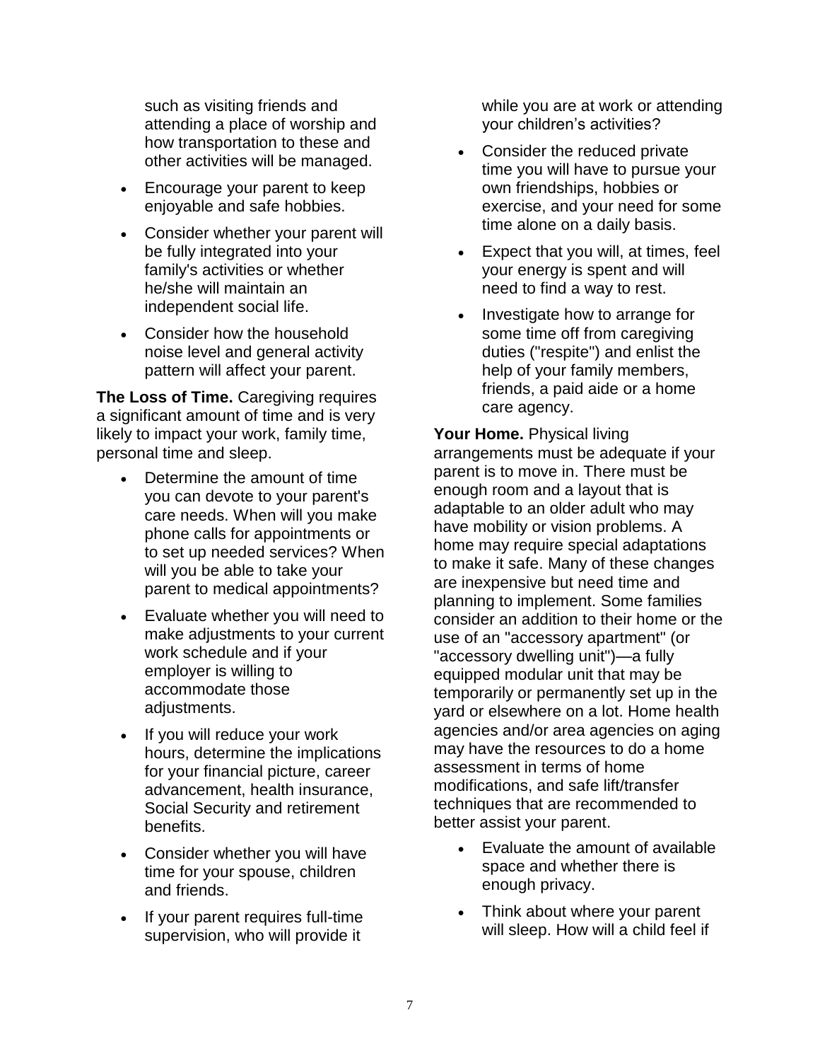such as visiting friends and attending a place of worship and how transportation to these and other activities will be managed.

- Encourage your parent to keep enjoyable and safe hobbies.
- Consider whether your parent will be fully integrated into your family's activities or whether he/she will maintain an independent social life.
- Consider how the household noise level and general activity pattern will affect your parent.

**The Loss of Time.** Caregiving requires a significant amount of time and is very likely to impact your work, family time, personal time and sleep.

- Determine the amount of time you can devote to your parent's care needs. When will you make phone calls for appointments or to set up needed services? When will you be able to take your parent to medical appointments?
- Evaluate whether you will need to make adjustments to your current work schedule and if your employer is willing to accommodate those adjustments.
- If you will reduce your work hours, determine the implications for your financial picture, career advancement, health insurance, Social Security and retirement benefits.
- Consider whether you will have time for your spouse, children and friends.
- If your parent requires full-time supervision, who will provide it while you are at work or attending your children's activities?
- Consider the reduced private time you will have to pursue your own friendships, hobbies or exercise, and your need for some time alone on a daily basis.
- Expect that you will, at times, feel your energy is spent and will need to find a way to rest.
- Investigate how to arrange for some time off from caregiving duties ("respite") and enlist the help of your family members, friends, a paid aide or a home care agency.

**Your Home.** Physical living arrangements must be adequate if your parent is to move in. There must be enough room and a layout that is adaptable to an older adult who may have mobility or vision problems. A home may require special adaptations to make it safe. Many of these changes are inexpensive but need time and planning to implement. Some families consider an addition to their home or the use of an "accessory apartment" (or "accessory dwelling unit")—a fully equipped modular unit that may be temporarily or permanently set up in the yard or elsewhere on a lot. Home health agencies and/or area agencies on aging may have the resources to do a home assessment in terms of home modifications, and safe lift/transfer techniques that are recommended to better assist your parent.

- Evaluate the amount of available space and whether there is enough privacy.
- Think about where your parent will sleep. How will a child feel if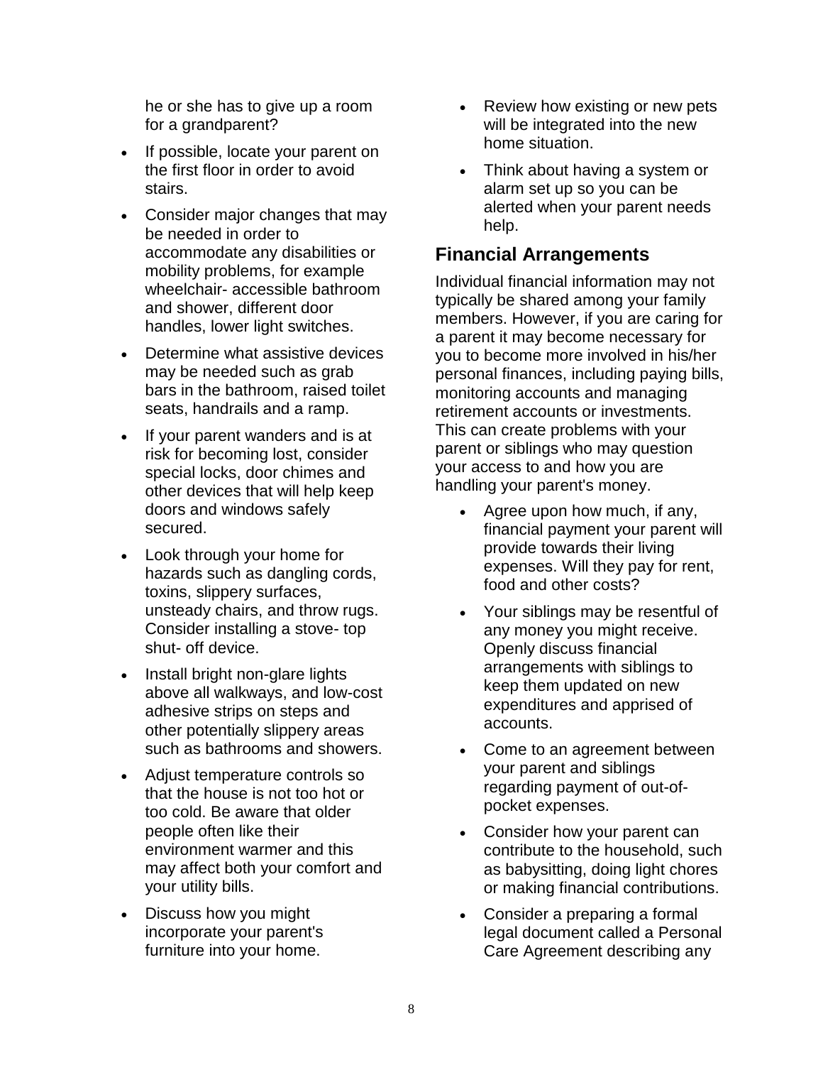he or she has to give up a room for a grandparent?

- If possible, locate your parent on the first floor in order to avoid stairs.
- Consider major changes that may be needed in order to accommodate any disabilities or mobility problems, for example wheelchair- accessible bathroom and shower, different door handles, lower light switches.
- Determine what assistive devices may be needed such as grab bars in the bathroom, raised toilet seats, handrails and a ramp.
- If your parent wanders and is at risk for becoming lost, consider special locks, door chimes and other devices that will help keep doors and windows safely secured.
- Look through your home for hazards such as dangling cords, toxins, slippery surfaces, unsteady chairs, and throw rugs. Consider installing a stove- top shut- off device.
- Install bright non-glare lights above all walkways, and low-cost adhesive strips on steps and other potentially slippery areas such as bathrooms and showers.
- Adjust temperature controls so that the house is not too hot or too cold. Be aware that older people often like their environment warmer and this may affect both your comfort and your utility bills.
- Discuss how you might incorporate your parent's furniture into your home.
- Review how existing or new pets will be integrated into the new home situation.
- Think about having a system or alarm set up so you can be alerted when your parent needs help.

## Financial Arrangements

Individual financial information may not typically be shared among your family members. However, if you are caring for a parent it may become necessary for you to become more involved in his/her personal finances, including paying bills, monitoring accounts and managing retirement accounts or investments. This can create problems with your parent or siblings who may question your access to and how you are handling your parent's money.

- Agree upon how much, if any, financial payment your parent will provide towards their living expenses. Will they pay for rent, food and other costs?
- Your siblings may be resentful of any money you might receive. Openly discuss financial arrangements with siblings to keep them updated on new expenditures and apprised of accounts.
- Come to an agreement between your parent and siblings regarding payment of out-of-pocket expenses.
- Consider how your parent can contribute to the household, such as babysitting, doing light chores or making financial contributions.
- Consider a preparing a formal legal document called a Personal Care Agreement describing any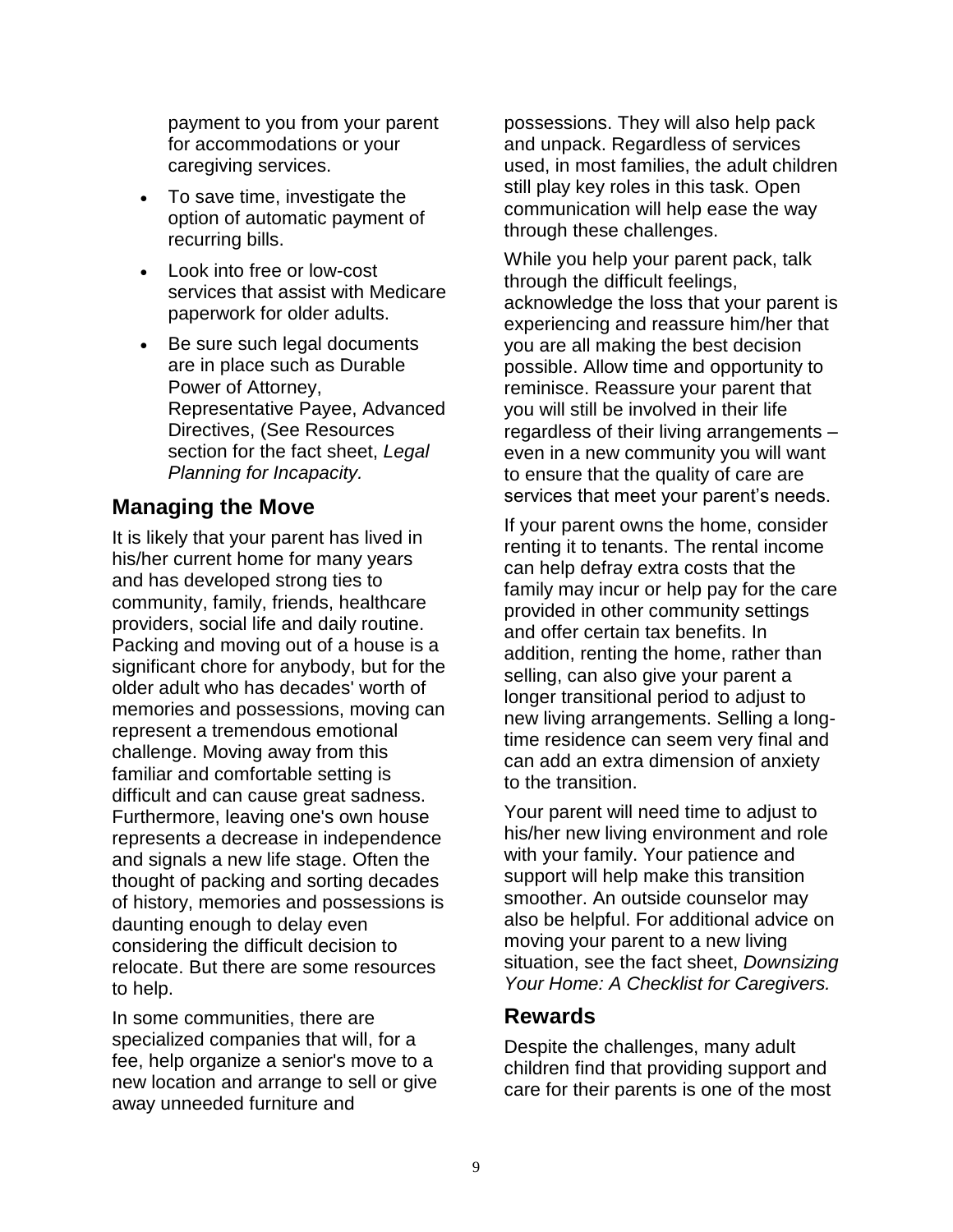payment to you from your parent for accommodations or your caregiving services.

- To save time, investigate the option of automatic payment of recurring bills.
- Look into free or low-cost services that assist with Medicare paperwork for older adults.
- Be sure such legal documents are in place such as Durable Power of Attorney, Representative Payee, Advanced Directives, (See Resources section for the fact sheet, *Legal Planning for Incapacity.*

## Managing the Move

It is likely that your parent has lived in his/her current home for many years and has developed strong ties to community, family, friends, healthcare providers, social life and daily routine. Packing and moving out of a house is a significant chore for anybody, but for the older adult who has decades' worth of memories and possessions, moving can represent a tremendous emotional challenge. Moving away from this familiar and comfortable setting is difficult and can cause great sadness. Furthermore, leaving one's own house represents a decrease in independence and signals a new life stage. Often the thought of packing and sorting decades of history, memories and possessions is daunting enough to delay even considering the difficult decision to relocate. But there are some resources to help.

In some communities, there are specialized companies that will, for a fee, help organize a senior's move to a new location and arrange to sell or give away unneeded furniture and possessions. They will also help pack and unpack. Regardless of services used, in most families, the adult children still play key roles in this task. Open communication will help ease the way through these challenges.

While you help your parent pack, talk through the difficult feelings, acknowledge the loss that your parent is experiencing and reassure him/her that you are all making the best decision possible. Allow time and opportunity to reminisce. Reassure your parent that you will still be involved in their life regardless of their living arrangements – even in a new community you will want to ensure that the quality of care are services that meet your parent's needs.

If your parent owns the home, consider renting it to tenants. The rental income can help defray extra costs that the family may incur or help pay for the care provided in other community settings and offer certain tax benefits. In addition, renting the home, rather than selling, can also give your parent a longer transitional period to adjust to new living arrangements. Selling a long-time residence can seem very final and can add an extra dimension of anxiety to the transition.

Your parent will need time to adjust to his/her new living environment and role with your family. Your patience and support will help make this transition smoother. An outside counselor may also be helpful. For additional advice on moving your parent to a new living situation, see the fact sheet, *Downsizing Your Home: A Checklist for Caregivers.*

## Rewards

Despite the challenges, many adult children find that providing support and care for their parents is one of the most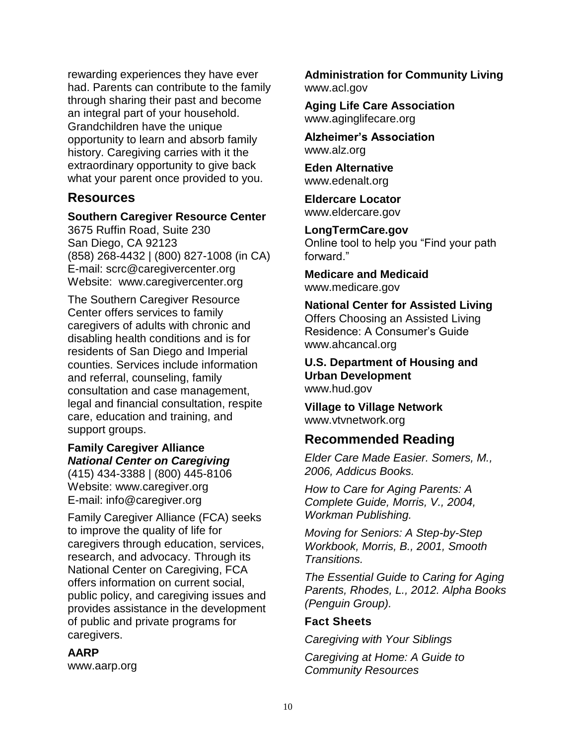rewarding experiences they have ever had. Parents can contribute to the family through sharing their past and become an integral part of your household. Grandchildren have the unique opportunity to learn and absorb family history. Caregiving carries with it the extraordinary opportunity to give back what your parent once provided to you.

## Resources

**Southern Caregiver Resource Center**
3675 Ruffin Road, Suite 230
San Diego, CA 92123
(858) 268-4432 | (800) 827-1008 (in CA)
E-mail: scrc@caregivercenter.org
Website: www.caregivercenter.org

The Southern Caregiver Resource Center offers services to family caregivers of adults with chronic and disabling health conditions and is for residents of San Diego and Imperial counties. Services include information and referral, counseling, family consultation and case management, legal and financial consultation, respite care, education and training, and support groups.

**Family Caregiver Alliance**
***National Center on Caregiving***
(415) 434-3388 | (800) 445-8106
Website: www.caregiver.org
E-mail: info@caregiver.org

Family Caregiver Alliance (FCA) seeks to improve the quality of life for caregivers through education, services, research, and advocacy. Through its National Center on Caregiving, FCA offers information on current social, public policy, and caregiving issues and provides assistance in the development of public and private programs for caregivers.

**AARP**
www.aarp.org

**Administration for Community Living**
www.acl.gov

**Aging Life Care Association**
www.aginglifecare.org

**Alzheimer's Association**
www.alz.org

**Eden Alternative**
www.edenalt.org

**Eldercare Locator**
www.eldercare.gov

**LongTermCare.gov**
Online tool to help you "Find your path forward."

**Medicare and Medicaid**
www.medicare.gov

**National Center for Assisted Living**
Offers Choosing an Assisted Living Residence: A Consumer's Guide
www.ahcancal.org

**U.S. Department of Housing and Urban Development**
www.hud.gov

**Village to Village Network**
www.vtvnetwork.org

## Recommended Reading

*Elder Care Made Easier. Somers, M., 2006, Addicus Books.*

*How to Care for Aging Parents: A Complete Guide, Morris, V., 2004, Workman Publishing.*

*Moving for Seniors: A Step-by-Step Workbook, Morris, B., 2001, Smooth Transitions.*

*The Essential Guide to Caring for Aging Parents, Rhodes, L., 2012. Alpha Books (Penguin Group).*

### Fact Sheets

*Caregiving with Your Siblings*

*Caregiving at Home: A Guide to Community Resources*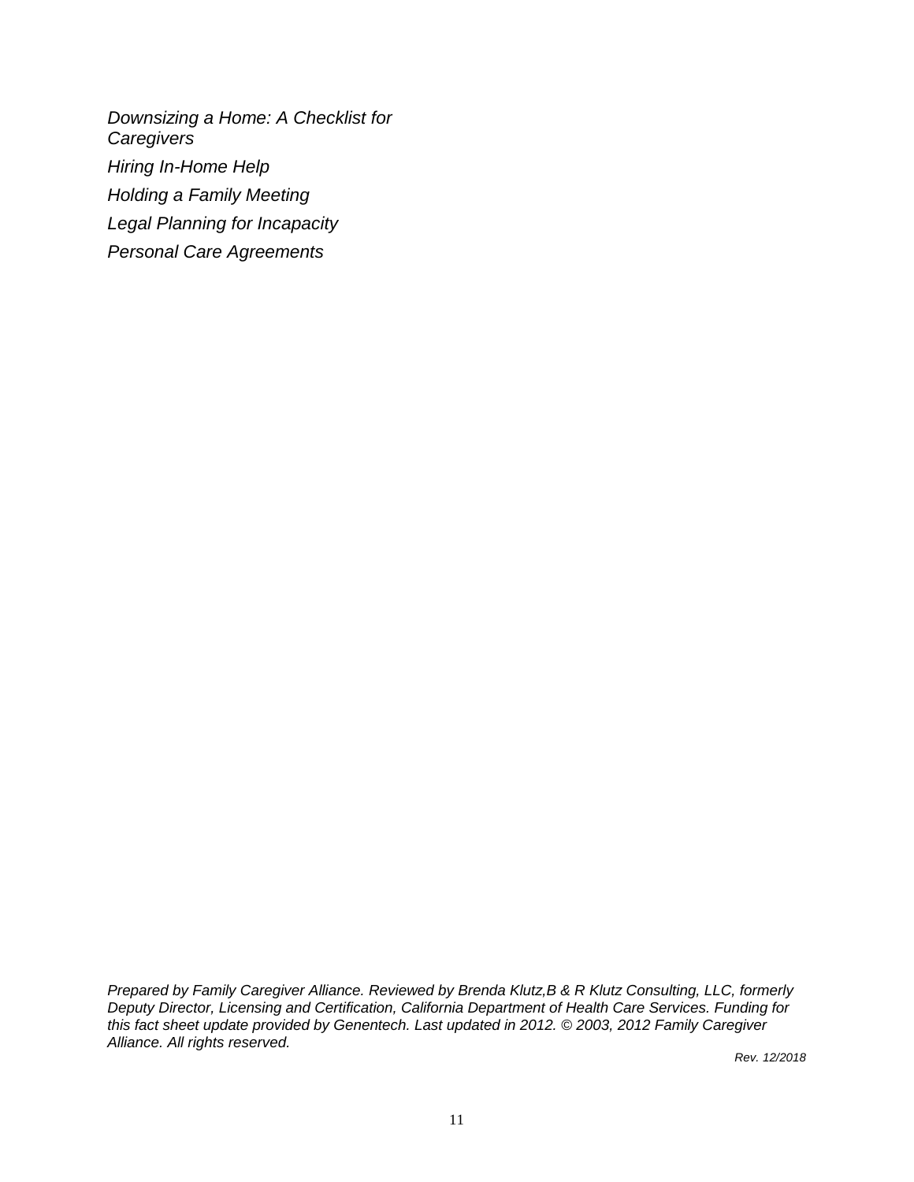*Downsizing a Home: A Checklist for Caregivers*

*Hiring In-Home Help*

*Holding a Family Meeting*

*Legal Planning for Incapacity*

*Personal Care Agreements*

*Prepared by Family Caregiver Alliance. Reviewed by Brenda Klutz,B & R Klutz Consulting, LLC, formerly Deputy Director, Licensing and Certification, California Department of Health Care Services. Funding for this fact sheet update provided by Genentech. Last updated in 2012. © 2003, 2012 Family Caregiver Alliance. All rights reserved.*

*Rev. 12/2018*